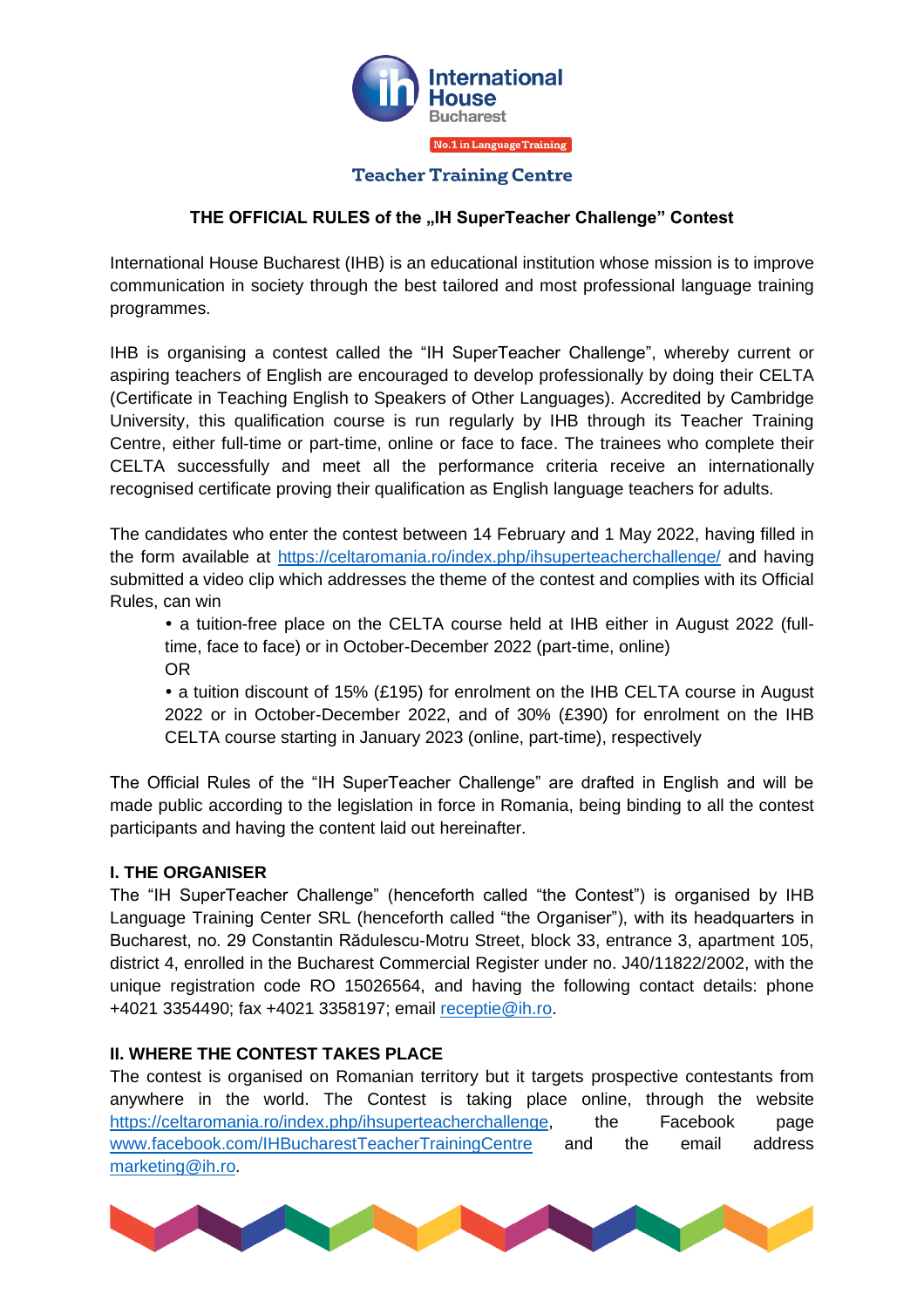International House Bucharest

No.1 in Language Training

Teacher Training Centre

# THE OFFICIAL RULES of the „IH SuperTeacher Challenge" Contest

International House Bucharest (IHB) is an educational institution whose mission is to improve communication in society through the best tailored and most professional language training programmes.

IHB is organising a contest called the "IH SuperTeacher Challenge", whereby current or aspiring teachers of English are encouraged to develop professionally by doing their CELTA (Certificate in Teaching English to Speakers of Other Languages). Accredited by Cambridge University, this qualification course is run regularly by IHB through its Teacher Training Centre, either full-time or part-time, online or face to face. The trainees who complete their CELTA successfully and meet all the performance criteria receive an internationally recognised certificate proving their qualification as English language teachers for adults.

The candidates who enter the contest between 14 February and 1 May 2022, having filled in the form available at https://celtaromania.ro/index.php/ihsuperteacherchallenge/ and having submitted a video clip which addresses the theme of the contest and complies with its Official Rules, can win

- a tuition-free place on the CELTA course held at IHB either in August 2022 (full-time, face to face) or in October-December 2022 (part-time, online)
  OR
- a tuition discount of 15% (£195) for enrolment on the IHB CELTA course in August 2022 or in October-December 2022, and of 30% (£390) for enrolment on the IHB CELTA course starting in January 2023 (online, part-time), respectively

The Official Rules of the "IH SuperTeacher Challenge" are drafted in English and will be made public according to the legislation in force in Romania, being binding to all the contest participants and having the content laid out hereinafter.

## I. THE ORGANISER

The "IH SuperTeacher Challenge" (henceforth called "the Contest") is organised by IHB Language Training Center SRL (henceforth called "the Organiser"), with its headquarters in Bucharest, no. 29 Constantin Rădulescu-Motru Street, block 33, entrance 3, apartment 105, district 4, enrolled in the Bucharest Commercial Register under no. J40/11822/2002, with the unique registration code RO 15026564, and having the following contact details: phone +4021 3354490; fax +4021 3358197; email receptie@ih.ro.

## II. WHERE THE CONTEST TAKES PLACE

The contest is organised on Romanian territory but it targets prospective contestants from anywhere in the world. The Contest is taking place online, through the website https://celtaromania.ro/index.php/ihsuperteacherchallenge, the Facebook page www.facebook.com/IHBucharestTeacherTrainingCentre and the email address marketing@ih.ro.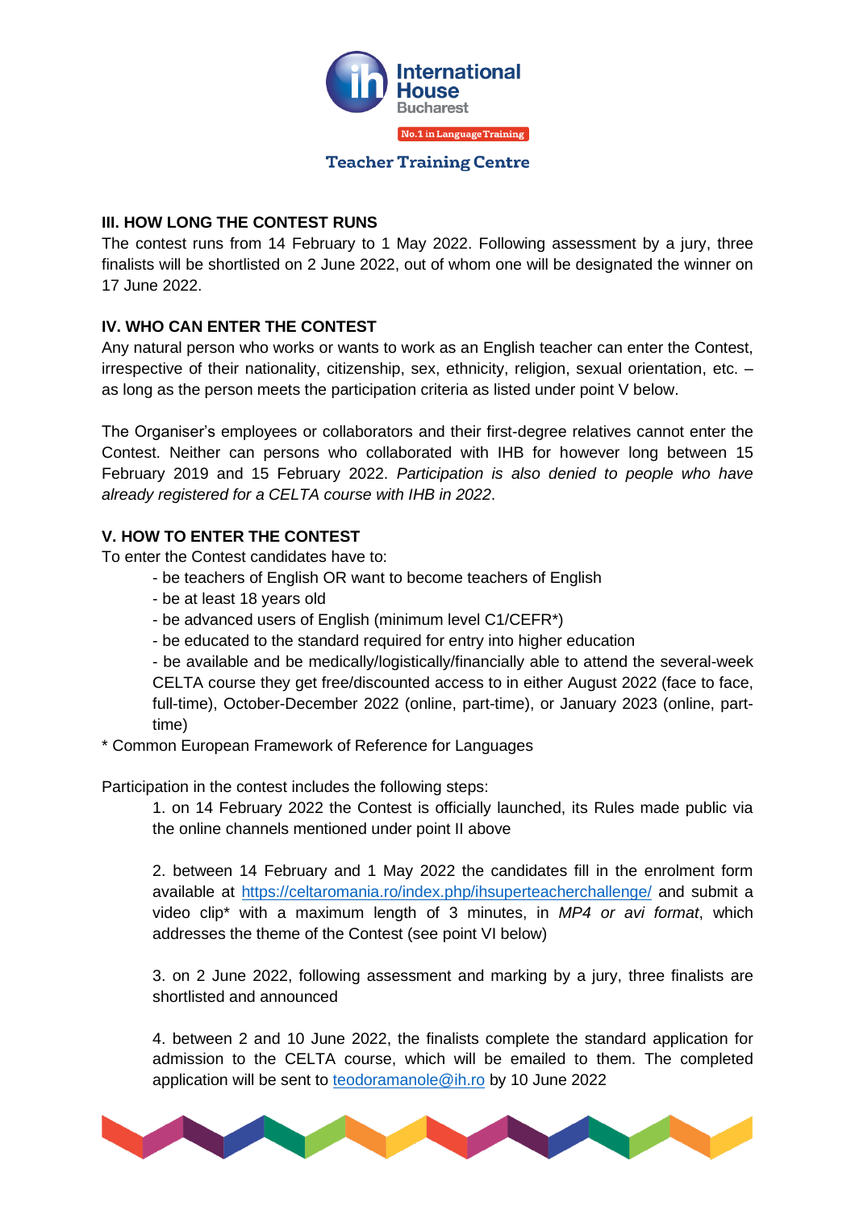### III. HOW LONG THE CONTEST RUNS

The contest runs from 14 February to 1 May 2022. Following assessment by a jury, three finalists will be shortlisted on 2 June 2022, out of whom one will be designated the winner on 17 June 2022.

### IV. WHO CAN ENTER THE CONTEST

Any natural person who works or wants to work as an English teacher can enter the Contest, irrespective of their nationality, citizenship, sex, ethnicity, religion, sexual orientation, etc. – as long as the person meets the participation criteria as listed under point V below.

The Organiser's employees or collaborators and their first-degree relatives cannot enter the Contest. Neither can persons who collaborated with IHB for however long between 15 February 2019 and 15 February 2022. *Participation is also denied to people who have already registered for a CELTA course with IHB in 2022*.

### V. HOW TO ENTER THE CONTEST

To enter the Contest candidates have to:

- be teachers of English OR want to become teachers of English
- be at least 18 years old
- be advanced users of English (minimum level C1/CEFR*)
- be educated to the standard required for entry into higher education
- be available and be medically/logistically/financially able to attend the several-week CELTA course they get free/discounted access to in either August 2022 (face to face, full-time), October-December 2022 (online, part-time), or January 2023 (online, part-time)

\* Common European Framework of Reference for Languages

Participation in the contest includes the following steps:

1. on 14 February 2022 the Contest is officially launched, its Rules made public via the online channels mentioned under point II above

2. between 14 February and 1 May 2022 the candidates fill in the enrolment form available at [https://celtaromania.ro/index.php/ihsuperteacherchallenge/](https://celtaromania.ro/index.php/ihsuperteacherchallenge/) and submit a video clip* with a maximum length of 3 minutes, in *MP4 or avi format*, which addresses the theme of the Contest (see point VI below)

3. on 2 June 2022, following assessment and marking by a jury, three finalists are shortlisted and announced

4. between 2 and 10 June 2022, the finalists complete the standard application for admission to the CELTA course, which will be emailed to them. The completed application will be sent to [teodoramanole@ih.ro](mailto:teodoramanole@ih.ro) by 10 June 2022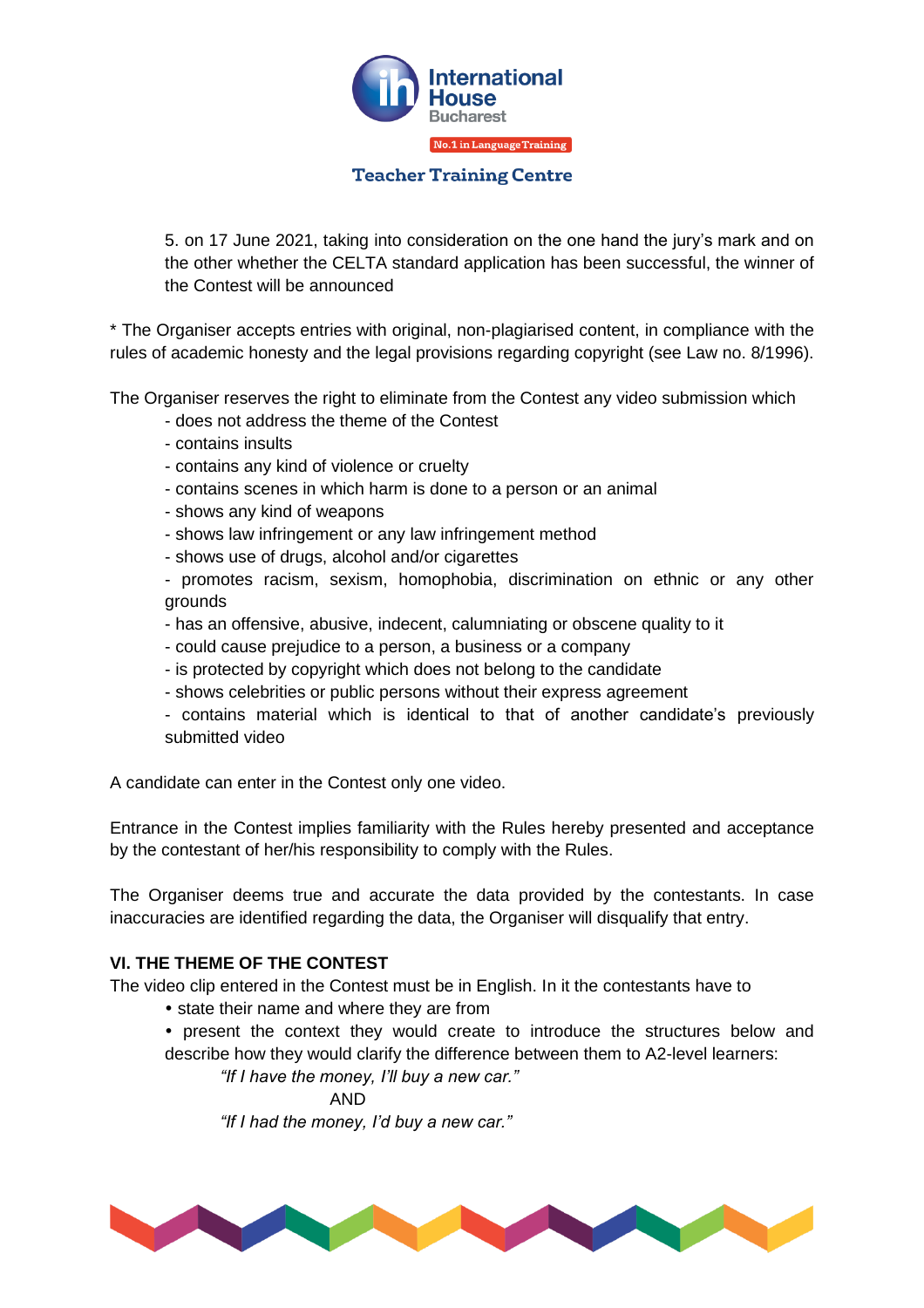5. on 17 June 2021, taking into consideration on the one hand the jury's mark and on the other whether the CELTA standard application has been successful, the winner of the Contest will be announced

* The Organiser accepts entries with original, non-plagiarised content, in compliance with the rules of academic honesty and the legal provisions regarding copyright (see Law no. 8/1996).

The Organiser reserves the right to eliminate from the Contest any video submission which

- does not address the theme of the Contest
- contains insults
- contains any kind of violence or cruelty
- contains scenes in which harm is done to a person or an animal
- shows any kind of weapons
- shows law infringement or any law infringement method
- shows use of drugs, alcohol and/or cigarettes
- promotes racism, sexism, homophobia, discrimination on ethnic or any other grounds
- has an offensive, abusive, indecent, calumniating or obscene quality to it
- could cause prejudice to a person, a business or a company
- is protected by copyright which does not belong to the candidate
- shows celebrities or public persons without their express agreement
- contains material which is identical to that of another candidate's previously submitted video

A candidate can enter in the Contest only one video.

Entrance in the Contest implies familiarity with the Rules hereby presented and acceptance by the contestant of her/his responsibility to comply with the Rules.

The Organiser deems true and accurate the data provided by the contestants. In case inaccuracies are identified regarding the data, the Organiser will disqualify that entry.

## VI. THE THEME OF THE CONTEST

The video clip entered in the Contest must be in English. In it the contestants have to

- state their name and where they are from
- present the context they would create to introduce the structures below and describe how they would clarify the difference between them to A2-level learners:

  *"If I have the money, I'll buy a new car."*

  AND

  *"If I had the money, I'd buy a new car."*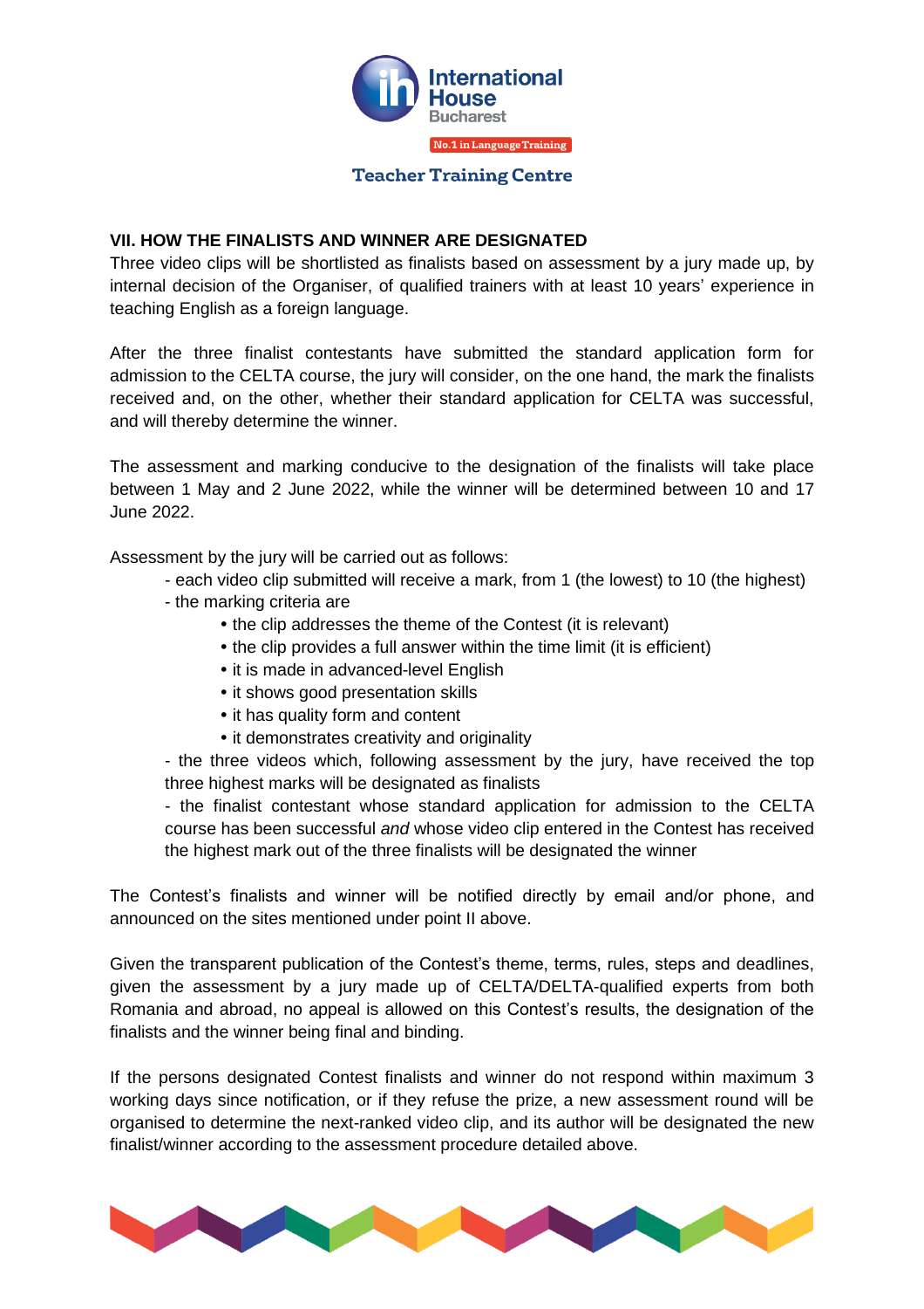## VII. HOW THE FINALISTS AND WINNER ARE DESIGNATED

Three video clips will be shortlisted as finalists based on assessment by a jury made up, by internal decision of the Organiser, of qualified trainers with at least 10 years' experience in teaching English as a foreign language.

After the three finalist contestants have submitted the standard application form for admission to the CELTA course, the jury will consider, on the one hand, the mark the finalists received and, on the other, whether their standard application for CELTA was successful, and will thereby determine the winner.

The assessment and marking conducive to the designation of the finalists will take place between 1 May and 2 June 2022, while the winner will be determined between 10 and 17 June 2022.

Assessment by the jury will be carried out as follows:

- each video clip submitted will receive a mark, from 1 (the lowest) to 10 (the highest)
- the marking criteria are
  - the clip addresses the theme of the Contest (it is relevant)
  - the clip provides a full answer within the time limit (it is efficient)
  - it is made in advanced-level English
  - it shows good presentation skills
  - it has quality form and content
  - it demonstrates creativity and originality
- the three videos which, following assessment by the jury, have received the top three highest marks will be designated as finalists
- the finalist contestant whose standard application for admission to the CELTA course has been successful *and* whose video clip entered in the Contest has received the highest mark out of the three finalists will be designated the winner

The Contest's finalists and winner will be notified directly by email and/or phone, and announced on the sites mentioned under point II above.

Given the transparent publication of the Contest's theme, terms, rules, steps and deadlines, given the assessment by a jury made up of CELTA/DELTA-qualified experts from both Romania and abroad, no appeal is allowed on this Contest's results, the designation of the finalists and the winner being final and binding.

If the persons designated Contest finalists and winner do not respond within maximum 3 working days since notification, or if they refuse the prize, a new assessment round will be organised to determine the next-ranked video clip, and its author will be designated the new finalist/winner according to the assessment procedure detailed above.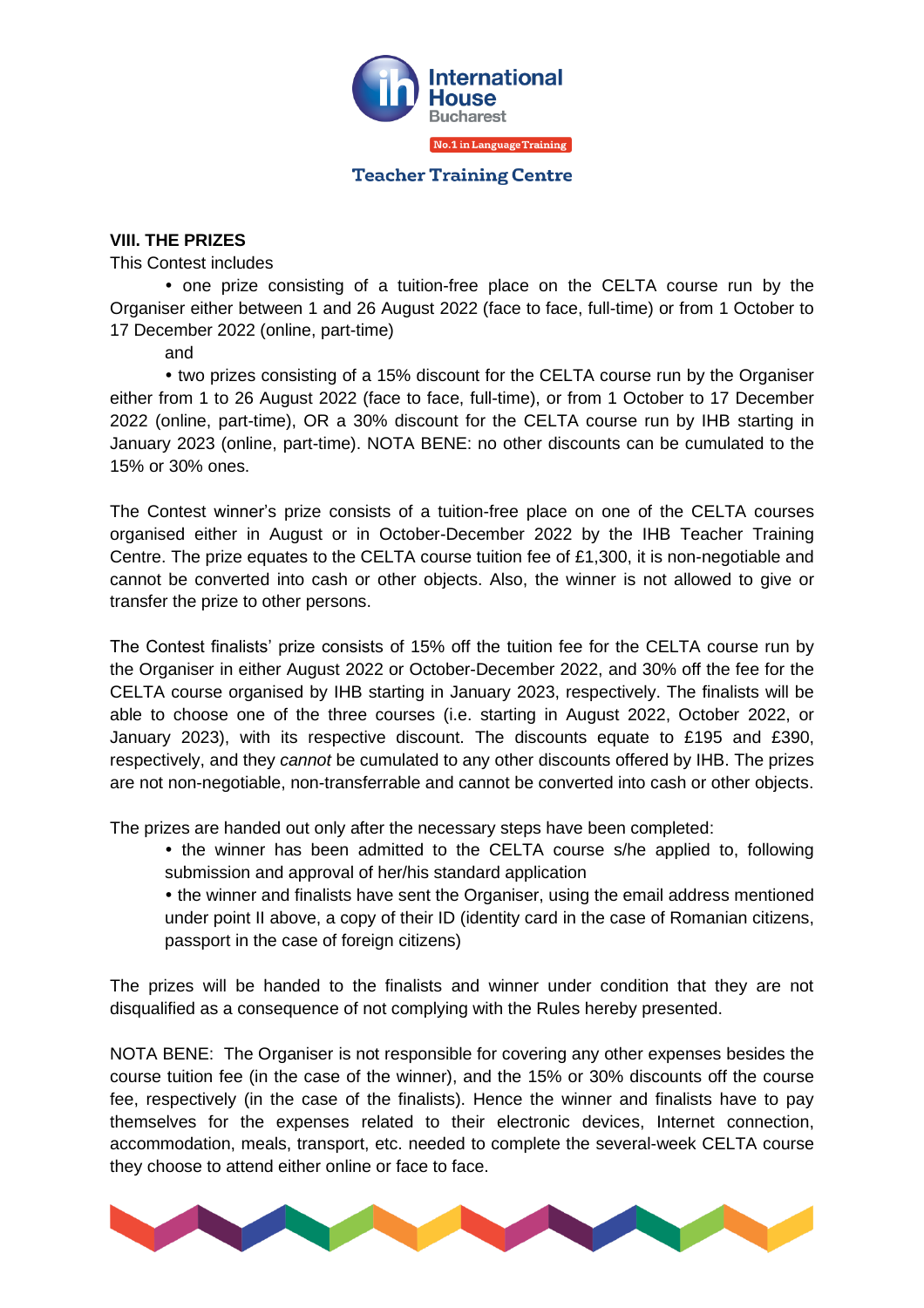## VIII. THE PRIZES

This Contest includes

- one prize consisting of a tuition-free place on the CELTA course run by the Organiser either between 1 and 26 August 2022 (face to face, full-time) or from 1 October to 17 December 2022 (online, part-time)

  and

- two prizes consisting of a 15% discount for the CELTA course run by the Organiser either from 1 to 26 August 2022 (face to face, full-time), or from 1 October to 17 December 2022 (online, part-time), OR a 30% discount for the CELTA course run by IHB starting in January 2023 (online, part-time). NOTA BENE: no other discounts can be cumulated to the 15% or 30% ones.

The Contest winner's prize consists of a tuition-free place on one of the CELTA courses organised either in August or in October-December 2022 by the IHB Teacher Training Centre. The prize equates to the CELTA course tuition fee of £1,300, it is non-negotiable and cannot be converted into cash or other objects. Also, the winner is not allowed to give or transfer the prize to other persons.

The Contest finalists' prize consists of 15% off the tuition fee for the CELTA course run by the Organiser in either August 2022 or October-December 2022, and 30% off the fee for the CELTA course organised by IHB starting in January 2023, respectively. The finalists will be able to choose one of the three courses (i.e. starting in August 2022, October 2022, or January 2023), with its respective discount. The discounts equate to £195 and £390, respectively, and they *cannot* be cumulated to any other discounts offered by IHB. The prizes are not non-negotiable, non-transferrable and cannot be converted into cash or other objects.

The prizes are handed out only after the necessary steps have been completed:

- the winner has been admitted to the CELTA course s/he applied to, following submission and approval of her/his standard application
- the winner and finalists have sent the Organiser, using the email address mentioned under point II above, a copy of their ID (identity card in the case of Romanian citizens, passport in the case of foreign citizens)

The prizes will be handed to the finalists and winner under condition that they are not disqualified as a consequence of not complying with the Rules hereby presented.

NOTA BENE: The Organiser is not responsible for covering any other expenses besides the course tuition fee (in the case of the winner), and the 15% or 30% discounts off the course fee, respectively (in the case of the finalists). Hence the winner and finalists have to pay themselves for the expenses related to their electronic devices, Internet connection, accommodation, meals, transport, etc. needed to complete the several-week CELTA course they choose to attend either online or face to face.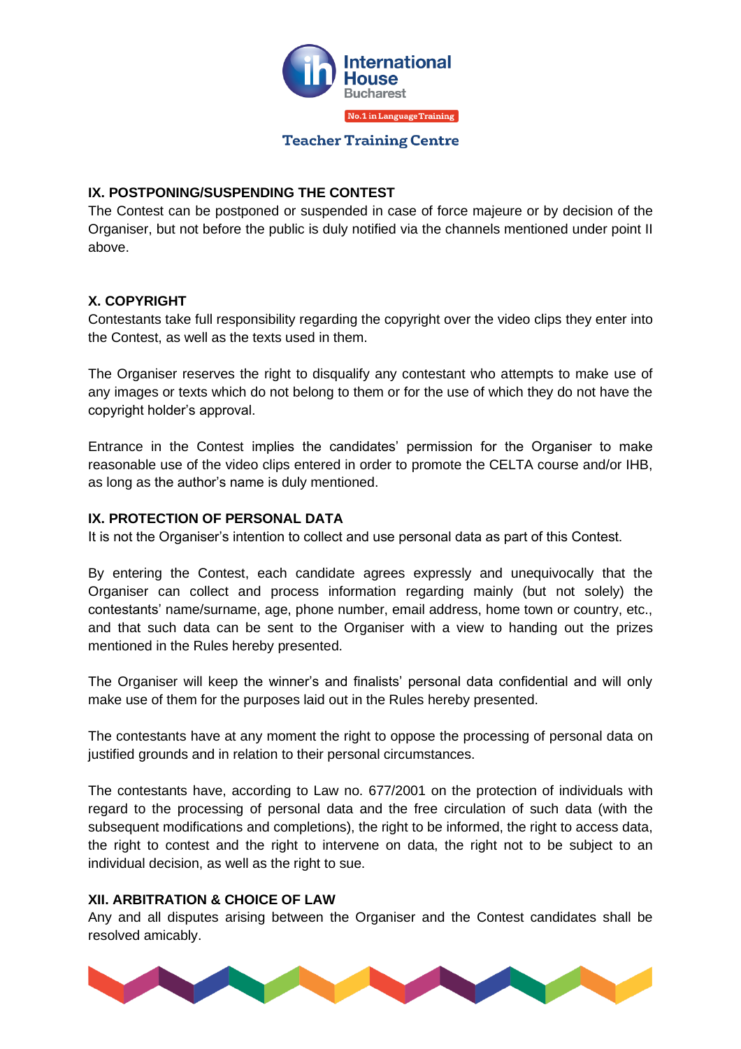## IX. POSTPONING/SUSPENDING THE CONTEST

The Contest can be postponed or suspended in case of force majeure or by decision of the Organiser, but not before the public is duly notified via the channels mentioned under point II above.

## X. COPYRIGHT

Contestants take full responsibility regarding the copyright over the video clips they enter into the Contest, as well as the texts used in them.

The Organiser reserves the right to disqualify any contestant who attempts to make use of any images or texts which do not belong to them or for the use of which they do not have the copyright holder's approval.

Entrance in the Contest implies the candidates' permission for the Organiser to make reasonable use of the video clips entered in order to promote the CELTA course and/or IHB, as long as the author's name is duly mentioned.

## IX. PROTECTION OF PERSONAL DATA

It is not the Organiser's intention to collect and use personal data as part of this Contest.

By entering the Contest, each candidate agrees expressly and unequivocally that the Organiser can collect and process information regarding mainly (but not solely) the contestants' name/surname, age, phone number, email address, home town or country, etc., and that such data can be sent to the Organiser with a view to handing out the prizes mentioned in the Rules hereby presented.

The Organiser will keep the winner's and finalists' personal data confidential and will only make use of them for the purposes laid out in the Rules hereby presented.

The contestants have at any moment the right to oppose the processing of personal data on justified grounds and in relation to their personal circumstances.

The contestants have, according to Law no. 677/2001 on the protection of individuals with regard to the processing of personal data and the free circulation of such data (with the subsequent modifications and completions), the right to be informed, the right to access data, the right to contest and the right to intervene on data, the right not to be subject to an individual decision, as well as the right to sue.

## XII. ARBITRATION & CHOICE OF LAW

Any and all disputes arising between the Organiser and the Contest candidates shall be resolved amicably.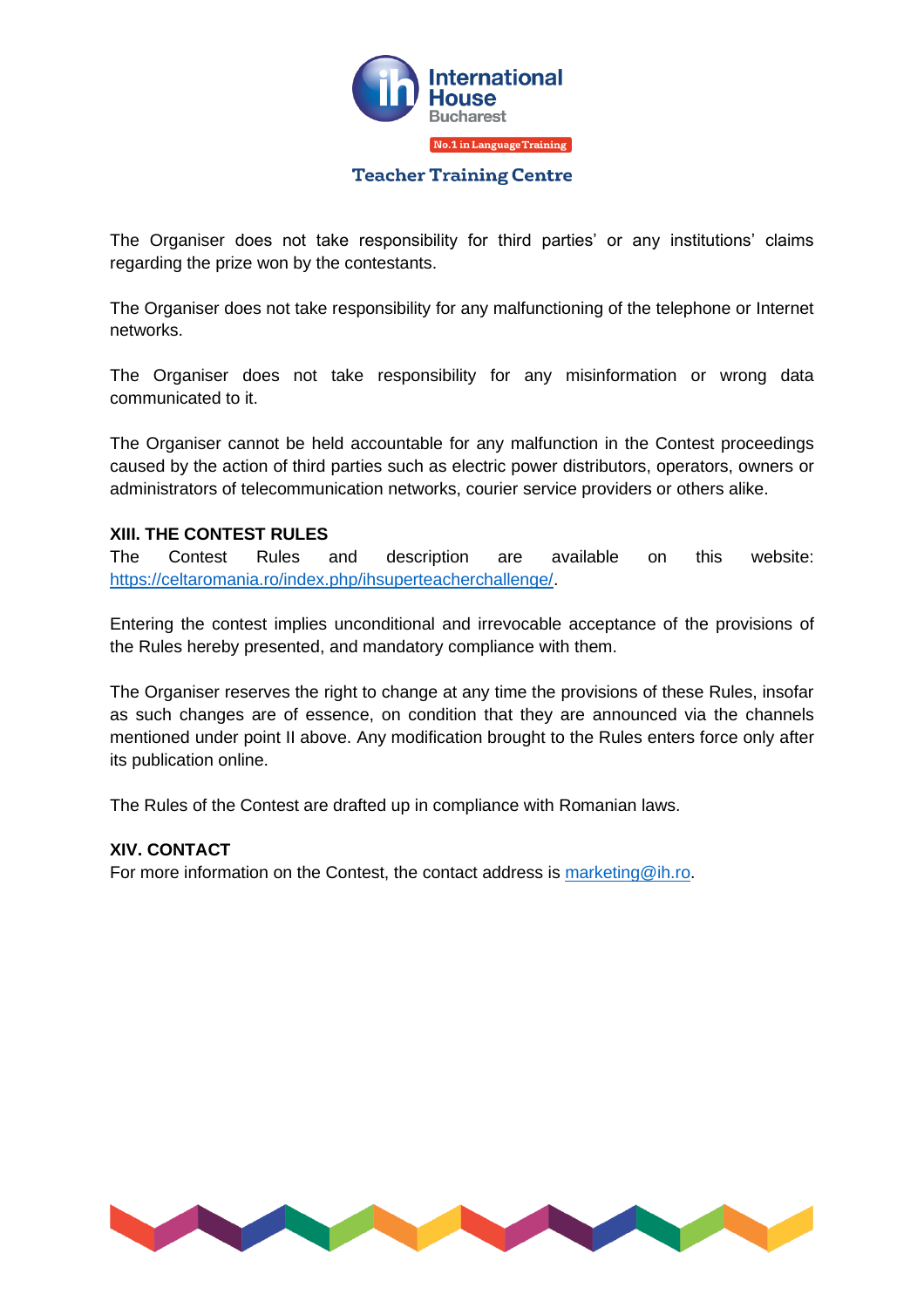The Organiser does not take responsibility for third parties' or any institutions' claims regarding the prize won by the contestants.

The Organiser does not take responsibility for any malfunctioning of the telephone or Internet networks.

The Organiser does not take responsibility for any misinformation or wrong data communicated to it.

The Organiser cannot be held accountable for any malfunction in the Contest proceedings caused by the action of third parties such as electric power distributors, operators, owners or administrators of telecommunication networks, courier service providers or others alike.

**XIII. THE CONTEST RULES**

The Contest Rules and description are available on this website: https://celtaromania.ro/index.php/ihsuperteacherchallenge/.

Entering the contest implies unconditional and irrevocable acceptance of the provisions of the Rules hereby presented, and mandatory compliance with them.

The Organiser reserves the right to change at any time the provisions of these Rules, insofar as such changes are of essence, on condition that they are announced via the channels mentioned under point II above. Any modification brought to the Rules enters force only after its publication online.

The Rules of the Contest are drafted up in compliance with Romanian laws.

**XIV. CONTACT**

For more information on the Contest, the contact address is marketing@ih.ro.